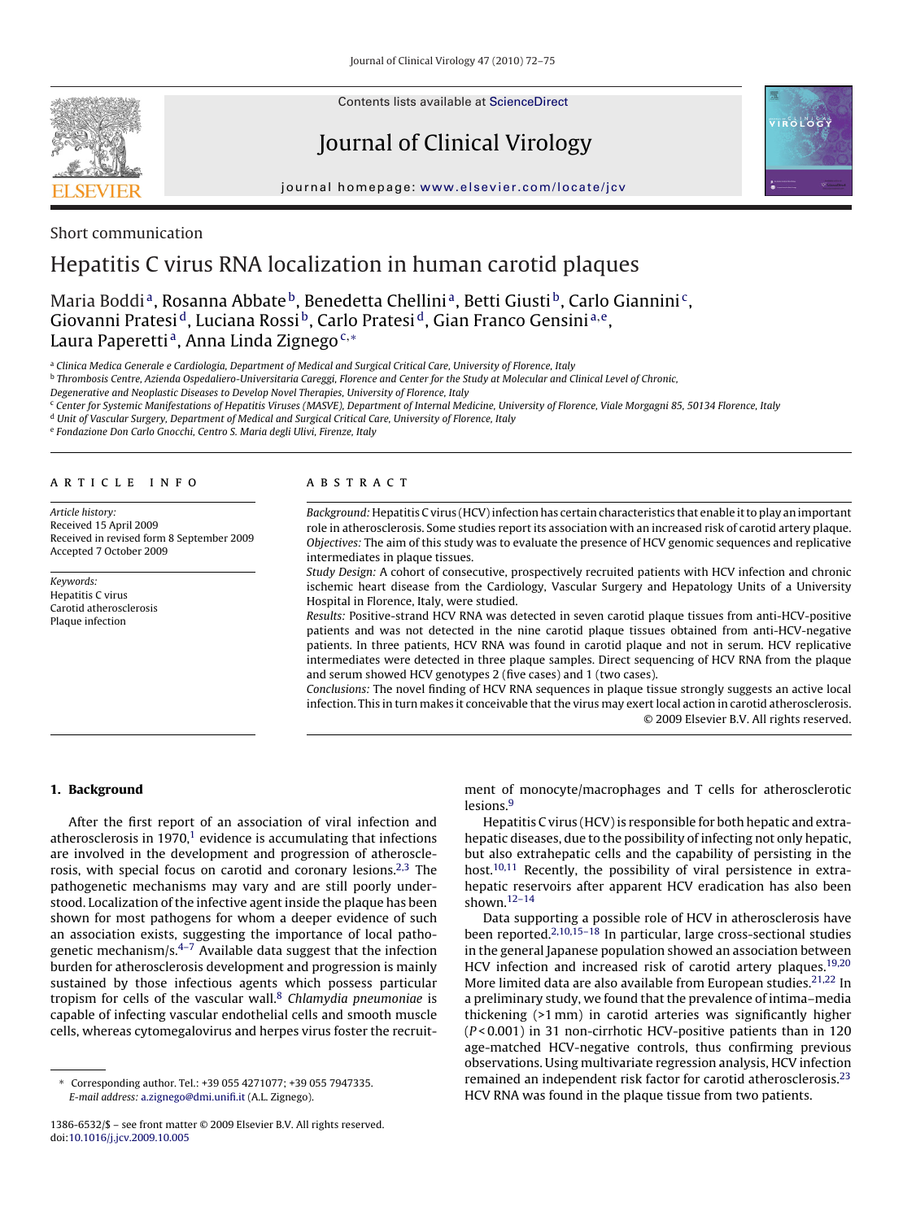Contents lists available at ScienceDirect

# Journal of Clinical Virology

journal homepage: www.elsevier.com/locate/jcv

Short communication

# Hepatitis C virus RNA localization in human carotid plaques

Maria Boddi[a], Rosanna Abbate[b], Benedetta Chellini[a], Betti Giusti[b], Carlo Giannini[c], Giovanni Pratesi[d], Luciana Rossi[b], Carlo Pratesi[d], Gian Franco Gensini[a,e], Laura Paperetti[a], Anna Linda Zignego[c,*]

[a] Clinica Medica Generale e Cardiologia, Department of Medical and Surgical Critical Care, University of Florence, Italy
[b] Thrombosis Centre, Azienda Ospedaliero-Universitaria Careggi, Florence and Center for the Study at Molecular and Clinical Level of Chronic, Degenerative and Neoplastic Diseases to Develop Novel Therapies, University of Florence, Italy
[c] Center for Systemic Manifestations of Hepatitis Viruses (MASVE), Department of Internal Medicine, University of Florence, Viale Morgagni 85, 50134 Florence, Italy
[d] Unit of Vascular Surgery, Department of Medical and Surgical Critical Care, University of Florence, Italy
[e] Fondazione Don Carlo Gnocchi, Centro S. Maria degli Ulivi, Firenze, Italy

## ARTICLE INFO

*Article history:*
Received 15 April 2009
Received in revised form 8 September 2009
Accepted 7 October 2009

*Keywords:*
Hepatitis C virus
Carotid atherosclerosis
Plaque infection

## ABSTRACT

*Background:* Hepatitis C virus (HCV) infection has certain characteristics that enable it to play an important role in atherosclerosis. Some studies report its association with an increased risk of carotid artery plaque.
*Objectives:* The aim of this study was to evaluate the presence of HCV genomic sequences and replicative intermediates in plaque tissues.
*Study Design:* A cohort of consecutive, prospectively recruited patients with HCV infection and chronic ischemic heart disease from the Cardiology, Vascular Surgery and Hepatology Units of a University Hospital in Florence, Italy, were studied.
*Results:* Positive-strand HCV RNA was detected in seven carotid plaque tissues from anti-HCV-positive patients and was not detected in the nine carotid plaque tissues obtained from anti-HCV-negative patients. In three patients, HCV RNA was found in carotid plaque and not in serum. HCV replicative intermediates were detected in three plaque samples. Direct sequencing of HCV RNA from the plaque and serum showed HCV genotypes 2 (five cases) and 1 (two cases).
*Conclusions:* The novel finding of HCV RNA sequences in plaque tissue strongly suggests an active local infection. This in turn makes it conceivable that the virus may exert local action in carotid atherosclerosis.

© 2009 Elsevier B.V. All rights reserved.

## 1. Background

After the first report of an association of viral infection and atherosclerosis in 1970,[1] evidence is accumulating that infections are involved in the development and progression of atherosclerosis, with special focus on carotid and coronary lesions.[2,3] The pathogenetic mechanisms may vary and are still poorly understood. Localization of the infective agent inside the plaque has been shown for most pathogens for whom a deeper evidence of such an association exists, suggesting the importance of local pathogenetic mechanism/s.[4–7] Available data suggest that the infection burden for atherosclerosis development and progression is mainly sustained by those infectious agents which possess particular tropism for cells of the vascular wall.[8] *Chlamydia pneumoniae* is capable of infecting vascular endothelial cells and smooth muscle cells, whereas cytomegalovirus and herpes virus foster the recruitment of monocyte/macrophages and T cells for atherosclerotic lesions.[9]

Hepatitis C virus (HCV) is responsible for both hepatic and extrahepatic diseases, due to the possibility of infecting not only hepatic, but also extrahepatic cells and the capability of persisting in the host.[10,11] Recently, the possibility of viral persistence in extrahepatic reservoirs after apparent HCV eradication has also been shown.[12–14]

Data supporting a possible role of HCV in atherosclerosis have been reported.[2,10,15–18] In particular, large cross-sectional studies in the general Japanese population showed an association between HCV infection and increased risk of carotid artery plaques.[19,20] More limited data are also available from European studies.[21,22] In a preliminary study, we found that the prevalence of intima–media thickening (>1 mm) in carotid arteries was significantly higher ($P < 0.001$) in 31 non-cirrhotic HCV-positive patients than in 120 age-matched HCV-negative controls, thus confirming previous observations. Using multivariate regression analysis, HCV infection remained an independent risk factor for carotid atherosclerosis.[23] HCV RNA was found in the plaque tissue from two patients.

\* Corresponding author. Tel.: +39 055 4271077; +39 055 7947335.
*E-mail address:* a.zignego@dmi.unifi.it (A.L. Zignego).

1386-6532/$ – see front matter © 2009 Elsevier B.V. All rights reserved.
doi:10.1016/j.jcv.2009.10.005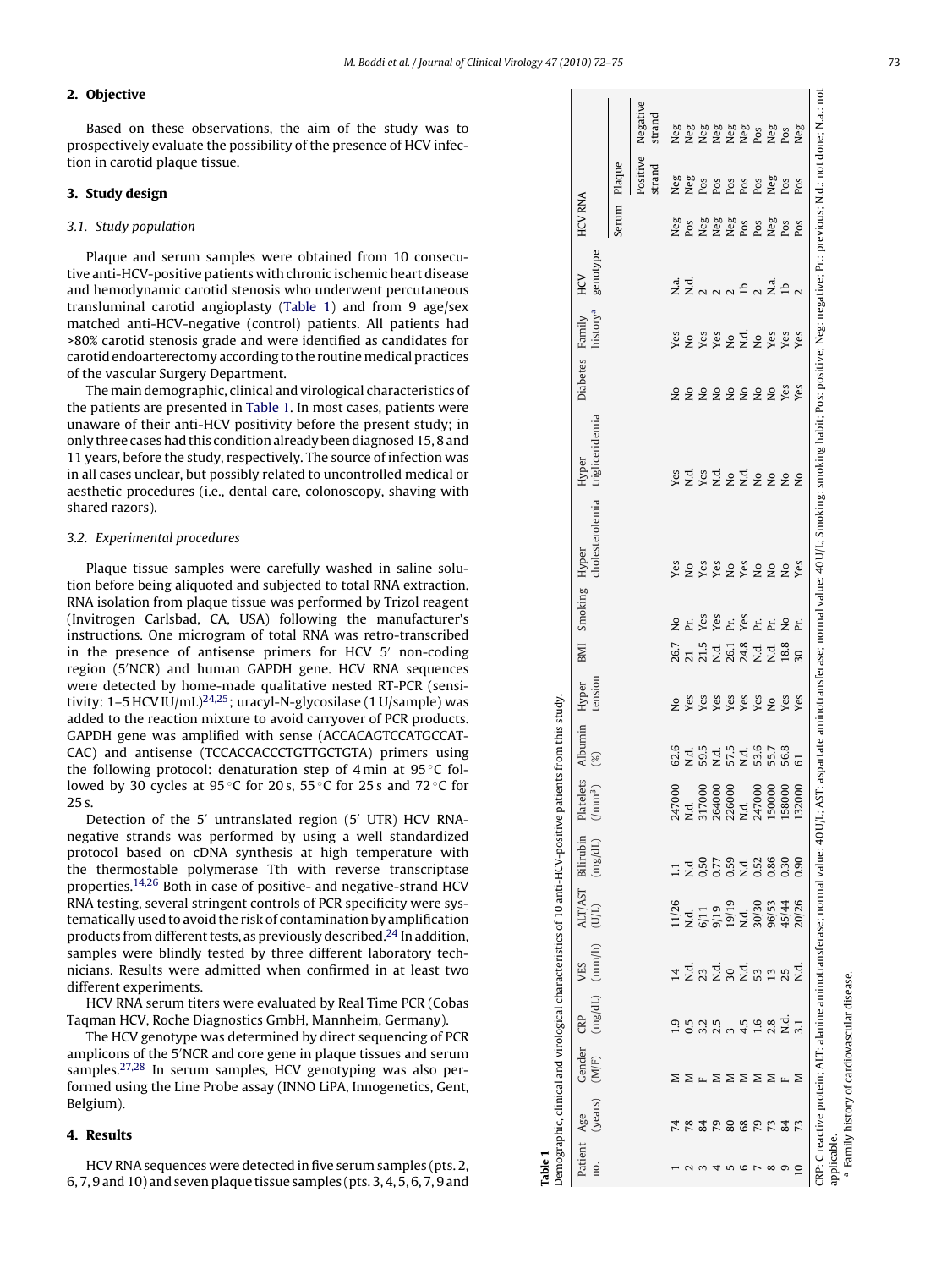## 2. Objective

Based on these observations, the aim of the study was to prospectively evaluate the possibility of the presence of HCV infection in carotid plaque tissue.

## 3. Study design

### 3.1. Study population

Plaque and serum samples were obtained from 10 consecutive anti-HCV-positive patients with chronic ischemic heart disease and hemodynamic carotid stenosis who underwent percutaneous transluminal carotid angioplasty (Table 1) and from 9 age/sex matched anti-HCV-negative (control) patients. All patients had >80% carotid stenosis grade and were identified as candidates for carotid endoarterectomy according to the routine medical practices of the vascular Surgery Department.

The main demographic, clinical and virological characteristics of the patients are presented in Table 1. In most cases, patients were unaware of their anti-HCV positivity before the present study; in only three cases had this condition already been diagnosed 15, 8 and 11 years, before the study, respectively. The source of infection was in all cases unclear, but possibly related to uncontrolled medical or aesthetic procedures (i.e., dental care, colonoscopy, shaving with shared razors).

### 3.2. Experimental procedures

Plaque tissue samples were carefully washed in saline solution before being aliquoted and subjected to total RNA extraction. RNA isolation from plaque tissue was performed by Trizol reagent (Invitrogen Carlsbad, CA, USA) following the manufacturer's instructions. One microgram of total RNA was retro-transcribed in the presence of antisense primers for HCV 5′ non-coding region (5′NCR) and human GAPDH gene. HCV RNA sequences were detected by home-made qualitative nested RT-PCR (sensitivity: 1–5 HCV IU/mL)[24,25]; uracyl-N-glycosilase (1 U/sample) was added to the reaction mixture to avoid carryover of PCR products. GAPDH gene was amplified with sense (ACCACAGTCCATGCCATCAC) and antisense (TCCACCACCCTGTTGCTGTA) primers using the following protocol: denaturation step of 4 min at 95 °C followed by 30 cycles at 95 °C for 20 s, 55 °C for 25 s and 72 °C for 25 s.

Detection of the 5′ untranslated region (5′ UTR) HCV RNA-negative strands was performed by using a well standardized protocol based on cDNA synthesis at high temperature with the thermostable polymerase Tth with reverse transcriptase properties.[14,26] Both in case of positive- and negative-strand HCV RNA testing, several stringent controls of PCR specificity were systematically used to avoid the risk of contamination by amplification products from different tests, as previously described.[24] In addition, samples were blindly tested by three different laboratory technicians. Results were admitted when confirmed in at least two different experiments.

HCV RNA serum titers were evaluated by Real Time PCR (Cobas Taqman HCV, Roche Diagnostics GmbH, Mannheim, Germany).

The HCV genotype was determined by direct sequencing of PCR amplicons of the 5′NCR and core gene in plaque tissues and serum samples.[27,28] In serum samples, HCV genotyping was also performed using the Line Probe assay (INNO LiPA, Innogenetics, Gent, Belgium).

## 4. Results

HCV RNA sequences were detected in five serum samples (pts. 2, 6, 7, 9 and 10) and seven plaque tissue samples (pts. 3, 4, 5, 6, 7, 9 and

**Table 1**
Demographic, clinical and virological characteristics of 10 anti-HCV-positive patients from this study.

| Patient no. | Age (years) | Gender (M/F) | CRP (mg/dL) | VES (mm/h) | ALT/AST (U/L) | Bilirubin (mg/dL) | Platelets (/mm³) | Albumin (%) | Hyper tension | BMI | Smoking | Hyper cholesterolemia | Hyper trigliceridemia | Diabetes | Family history[a] | HCV genotype | HCV RNA | | |
|---|---|---|---|---|---|---|---|---|---|---|---|---|---|---|---|---|---|---|---|
| | | | | | | | | | | | | | | | | | Serum | Plaque | |
| | | | | | | | | | | | | | | | | | | Positive strand | Negative strand |
| 1 | 74 | M | 1.9 | 14 | 11/26 | 1.1 | 247000 | 62.6 | No | 26.7 | No | Yes | Yes | No | Yes | N.a. | Neg | Neg | Neg |
| 2 | 78 | M | 0.5 | N.d. | N.d. | N.d. | N.d. | N.d. | Yes | 21 | Pr. | No | N.d. | No | No | N.d. | Pos | Neg | Neg |
| 3 | 84 | F | 3.2 | 23 | 6/11 | 0,50 | 317000 | 59.5 | Yes | 21.5 | Yes | Yes | Yes | No | Yes | 2 | Neg | Pos | Neg |
| 4 | 79 | M | 2.5 | N.d. | 9/19 | 0.77 | 264000 | N.d. | Yes | N.d. | Yes | Yes | N.d. | No | Yes | 2 | Neg | Pos | Neg |
| 5 | 80 | M | 3 | 30 | 19/19 | 0.59 | 226000 | 57.5 | Yes | 26.1 | Pr. | No | No | No | No | 2 | Neg | Pos | Neg |
| 6 | 68 | M | 4.5 | N.d. | N.d. | N.d. | N.d. | N.d. | Yes | 24.8 | Yes | Yes | N.d. | No | N.d. | 1b | Pos | Pos | Neg |
| 7 | 79 | M | 1.6 | 53 | 30/30 | 0.52 | 247000 | 53.6 | Yes | N.d. | Pr. | No | No | No | No | 2 | Pos | Pos | Pos |
| 8 | 73 | M | 2.8 | 13 | 96/53 | 0.86 | 150000 | 55.7 | No | N.d. | Pr. | No | No | No | Yes | N.a. | Neg | Neg | Neg |
| 9 | 84 | F | N.d. | 25 | 45/44 | 0.30 | 158000 | 56.8 | Yes | 18.8 | No | No | No | Yes | Yes | 1b | Pos | Pos | Pos |
| 10 | 73 | M | 3.1 | N.d. | 20/26 | 0.90 | 132000 | 61 | Yes | 30 | Pr. | Yes | No | Yes | Yes | 2 | Pos | Pos | Neg |

CRP: C reactive protein; ALT: alanine aminotransferase: normal value: 40 U/L; AST: aspartate aminotransferase; normal value: 40 U/L; Smoking: smoking habit; Pos: positive; Neg: negative; Pr.: previous; N.d.: not done; N.a.: not applicable.

[a] Family history of cardiovascular disease.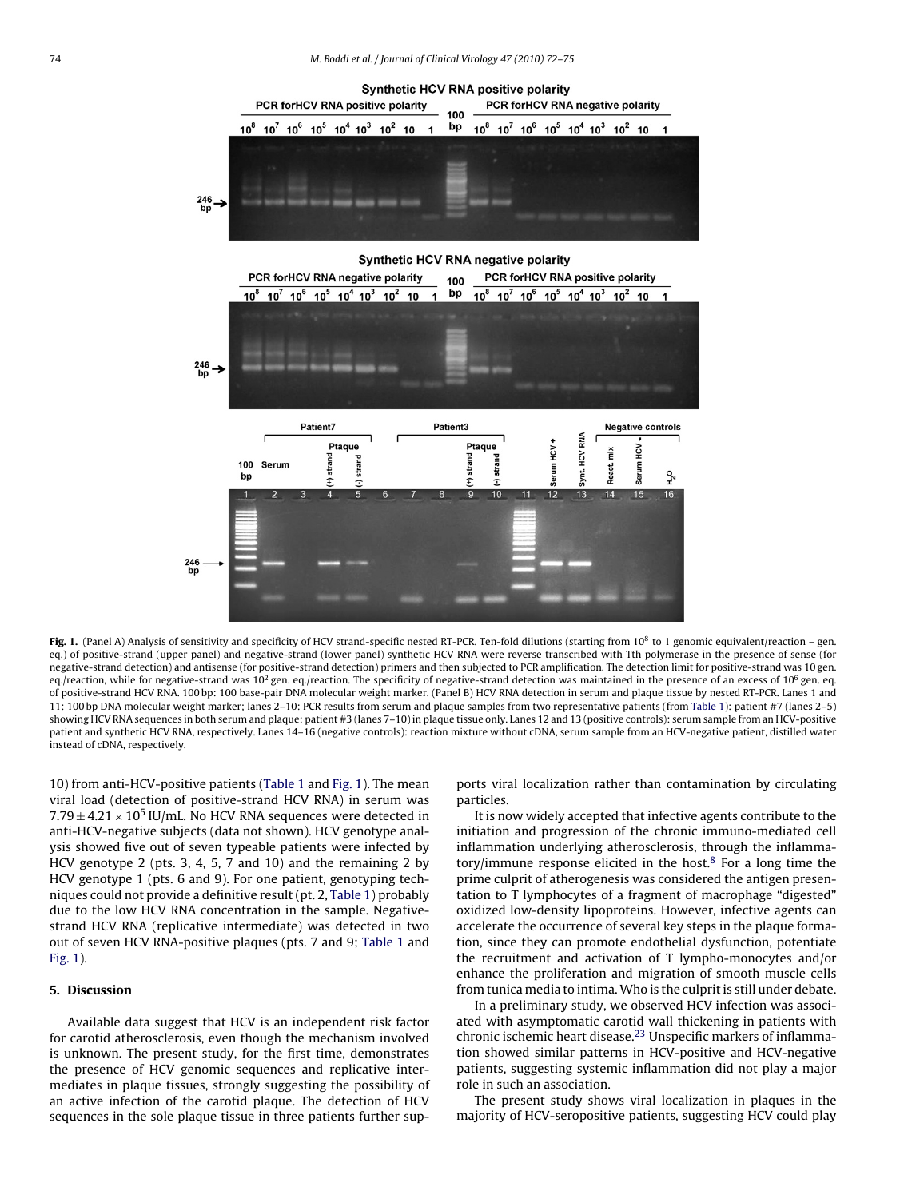**Fig. 1.** (Panel A) Analysis of sensitivity and specificity of HCV strand-specific nested RT-PCR. Ten-fold dilutions (starting from $10^8$ to 1 genomic equivalent/reaction – gen. eq.) of positive-strand (upper panel) and negative-strand (lower panel) synthetic HCV RNA were reverse transcribed with Tth polymerase in the presence of sense (for negative-strand detection) and antisense (for positive-strand detection) primers and then subjected to PCR amplification. The detection limit for positive-strand was 10 gen. eq./reaction, while for negative-strand was $10^2$ gen. eq./reaction. The specificity of negative-strand detection was maintained in the presence of an excess of $10^6$ gen. eq. of positive-strand HCV RNA. 100 bp: 100 base-pair DNA molecular weight marker. (Panel B) HCV RNA detection in serum and plaque tissue by nested RT-PCR. Lanes 1 and 11: 100 bp DNA molecular weight marker; lanes 2–10: PCR results from serum and plaque samples from two representative patients (from Table 1): patient #7 (lanes 2–5) showing HCV RNA sequences in both serum and plaque; patient #3 (lanes 7–10) in plaque tissue only. Lanes 12 and 13 (positive controls): serum sample from an HCV-positive patient and synthetic HCV RNA, respectively. Lanes 14–16 (negative controls): reaction mixture without cDNA, serum sample from an HCV-negative patient, distilled water instead of cDNA, respectively.

10) from anti-HCV-positive patients (Table 1 and Fig. 1). The mean viral load (detection of positive-strand HCV RNA) in serum was $7.79 \pm 4.21 \times 10^5$ IU/mL. No HCV RNA sequences were detected in anti-HCV-negative subjects (data not shown). HCV genotype analysis showed five out of seven typeable patients were infected by HCV genotype 2 (pts. 3, 4, 5, 7 and 10) and the remaining 2 by HCV genotype 1 (pts. 6 and 9). For one patient, genotyping techniques could not provide a definitive result (pt. 2, Table 1) probably due to the low HCV RNA concentration in the sample. Negative-strand HCV RNA (replicative intermediate) was detected in two out of seven HCV RNA-positive plaques (pts. 7 and 9; Table 1 and Fig. 1).

## 5. Discussion

Available data suggest that HCV is an independent risk factor for carotid atherosclerosis, even though the mechanism involved is unknown. The present study, for the first time, demonstrates the presence of HCV genomic sequences and replicative intermediates in plaque tissues, strongly suggesting the possibility of an active infection of the carotid plaque. The detection of HCV sequences in the sole plaque tissue in three patients further supports viral localization rather than contamination by circulating particles.

It is now widely accepted that infective agents contribute to the initiation and progression of the chronic immuno-mediated cell inflammation underlying atherosclerosis, through the inflammatory/immune response elicited in the host.[8] For a long time the prime culprit of atherogenesis was considered the antigen presentation to T lymphocytes of a fragment of macrophage "digested" oxidized low-density lipoproteins. However, infective agents can accelerate the occurrence of several key steps in the plaque formation, since they can promote endothelial dysfunction, potentiate the recruitment and activation of T lympho-monocytes and/or enhance the proliferation and migration of smooth muscle cells from tunica media to intima. Who is the culprit is still under debate.

In a preliminary study, we observed HCV infection was associated with asymptomatic carotid wall thickening in patients with chronic ischemic heart disease.[23] Unspecific markers of inflammation showed similar patterns in HCV-positive and HCV-negative patients, suggesting systemic inflammation did not play a major role in such an association.

The present study shows viral localization in plaques in the majority of HCV-seropositive patients, suggesting HCV could play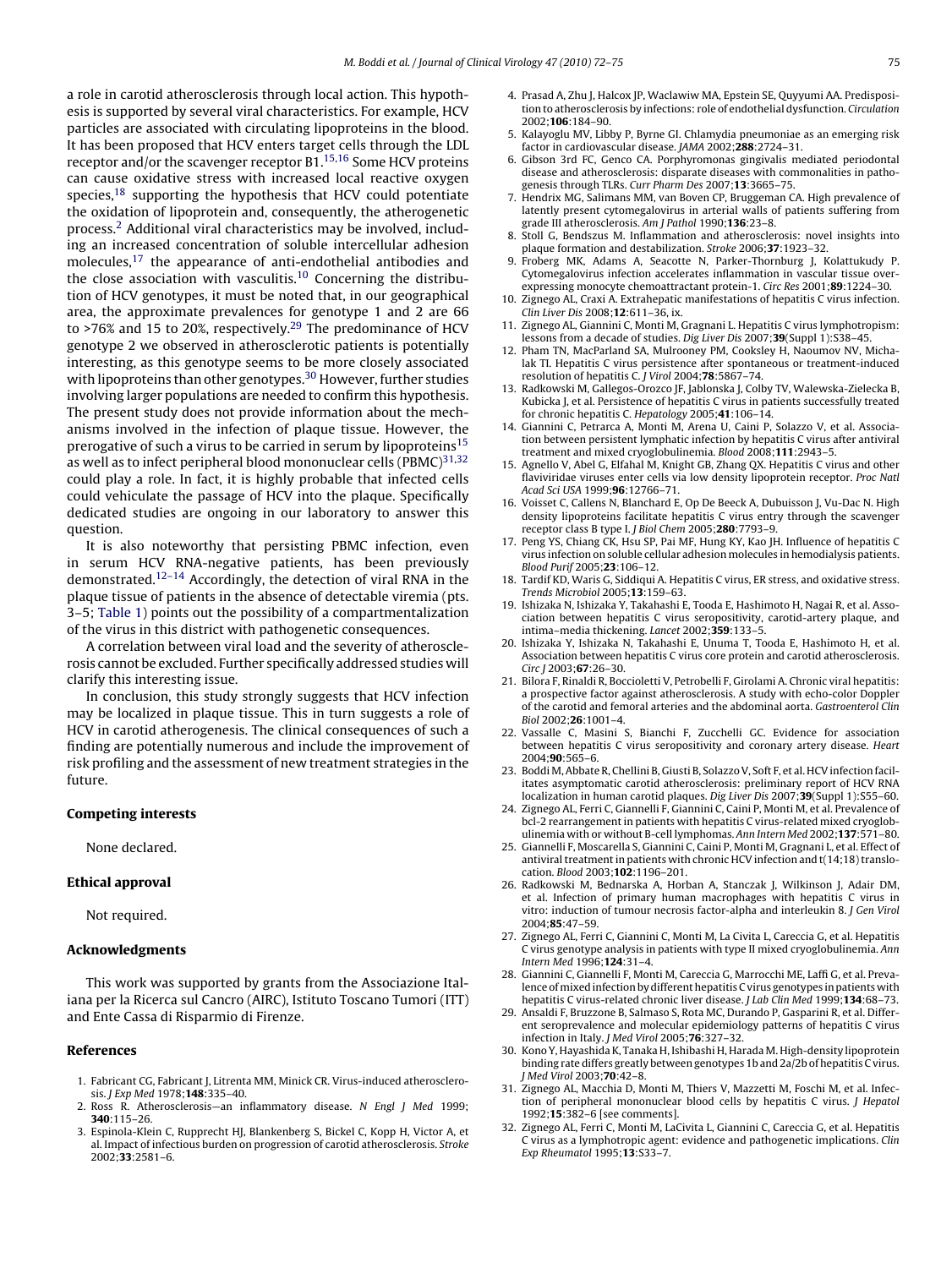a role in carotid atherosclerosis through local action. This hypothesis is supported by several viral characteristics. For example, HCV particles are associated with circulating lipoproteins in the blood. It has been proposed that HCV enters target cells through the LDL receptor and/or the scavenger receptor B1.[15,16] Some HCV proteins can cause oxidative stress with increased local reactive oxygen species,[18] supporting the hypothesis that HCV could potentiate the oxidation of lipoprotein and, consequently, the atherogenetic process.[2] Additional viral characteristics may be involved, including an increased concentration of soluble intercellular adhesion molecules,[17] the appearance of anti-endothelial antibodies and the close association with vasculitis.[10] Concerning the distribution of HCV genotypes, it must be noted that, in our geographical area, the approximate prevalences for genotype 1 and 2 are 66 to >76% and 15 to 20%, respectively.[29] The predominance of HCV genotype 2 we observed in atherosclerotic patients is potentially interesting, as this genotype seems to be more closely associated with lipoproteins than other genotypes.[30] However, further studies involving larger populations are needed to confirm this hypothesis. The present study does not provide information about the mechanisms involved in the infection of plaque tissue. However, the prerogative of such a virus to be carried in serum by lipoproteins[15] as well as to infect peripheral blood mononuclear cells (PBMC)[31,32] could play a role. In fact, it is highly probable that infected cells could vehiculate the passage of HCV into the plaque. Specifically dedicated studies are ongoing in our laboratory to answer this question.

It is also noteworthy that persisting PBMC infection, even in serum HCV RNA-negative patients, has been previously demonstrated.[12–14] Accordingly, the detection of viral RNA in the plaque tissue of patients in the absence of detectable viremia (pts. 3–5; Table 1) points out the possibility of a compartmentalization of the virus in this district with pathogenetic consequences.

A correlation between viral load and the severity of atherosclerosis cannot be excluded. Further specifically addressed studies will clarify this interesting issue.

In conclusion, this study strongly suggests that HCV infection may be localized in plaque tissue. This in turn suggests a role of HCV in carotid atherogenesis. The clinical consequences of such a finding are potentially numerous and include the improvement of risk profiling and the assessment of new treatment strategies in the future.

## Competing interests

None declared.

## Ethical approval

Not required.

## Acknowledgments

This work was supported by grants from the Associazione Italiana per la Ricerca sul Cancro (AIRC), Istituto Toscano Tumori (ITT) and Ente Cassa di Risparmio di Firenze.

## References

1. Fabricant CG, Fabricant J, Litrenta MM, Minick CR. Virus-induced atherosclerosis. *J Exp Med* 1978;**148**:335–40.
2. Ross R. Atherosclerosis—an inflammatory disease. *N Engl J Med* 1999; **340**:115–26.
3. Espinola-Klein C, Rupprecht HJ, Blankenberg S, Bickel C, Kopp H, Victor A, et al. Impact of infectious burden on progression of carotid atherosclerosis. *Stroke* 2002;**33**:2581–6.
4. Prasad A, Zhu J, Halcox JP, Waclawiw MA, Epstein SE, Quyyumi AA. Predisposition to atherosclerosis by infections: role of endothelial dysfunction. *Circulation* 2002;**106**:184–90.
5. Kalayoglu MV, Libby P, Byrne GI. Chlamydia pneumoniae as an emerging risk factor in cardiovascular disease. *JAMA* 2002;**288**:2724–31.
6. Gibson 3rd FC, Genco CA. Porphyromonas gingivalis mediated periodontal disease and atherosclerosis: disparate diseases with commonalities in pathogenesis through TLRs. *Curr Pharm Des* 2007;**13**:3665–75.
7. Hendrix MG, Salimans MM, van Boven CP, Bruggeman CA. High prevalence of latently present cytomegalovirus in arterial walls of patients suffering from grade III atherosclerosis. *Am J Pathol* 1990;**136**:23–8.
8. Stoll G, Bendszus M. Inflammation and atherosclerosis: novel insights into plaque formation and destabilization. *Stroke* 2006;**37**:1923–32.
9. Froberg MK, Adams A, Seacotte N, Parker-Thornburg J, Kolattukudy P. Cytomegalovirus infection accelerates inflammation in vascular tissue overexpressing monocyte chemoattractant protein-1. *Circ Res* 2001;**89**:1224–30.
10. Zignego AL, Craxi A. Extrahepatic manifestations of hepatitis C virus infection. *Clin Liver Dis* 2008;**12**:611–36, ix.
11. Zignego AL, Giannini C, Monti M, Gragnani L. Hepatitis C virus lymphotropism: lessons from a decade of studies. *Dig Liver Dis* 2007;**39**(Suppl 1):S38–45.
12. Pham TN, MacParland SA, Mulrooney PM, Cooksley H, Naoumov NV, Michalak TI. Hepatitis C virus persistence after spontaneous or treatment-induced resolution of hepatitis C. *J Virol* 2004;**78**:5867–74.
13. Radkowski M, Gallegos-Orozco JF, Jablonska J, Colby TV, Walewska-Zielecka B, Kubicka J, et al. Persistence of hepatitis C virus in patients successfully treated for chronic hepatitis C. *Hepatology* 2005;**41**:106–14.
14. Giannini C, Petrarca A, Monti M, Arena U, Caini P, Solazzo V, et al. Association between persistent lymphatic infection by hepatitis C virus after antiviral treatment and mixed cryoglobulinemia. *Blood* 2008;**111**:2943–5.
15. Agnello V, Abel G, Elfahal M, Knight GB, Zhang QX. Hepatitis C virus and other flaviviridae viruses enter cells via low density lipoprotein receptor. *Proc Natl Acad Sci USA* 1999;**96**:12766–71.
16. Voisset C, Callens N, Blanchard E, Op De Beeck A, Dubuisson J, Vu-Dac N. High density lipoproteins facilitate hepatitis C virus entry through the scavenger receptor class B type I. *J Biol Chem* 2005;**280**:7793–9.
17. Peng YS, Chiang CK, Hsu SP, Pai MF, Hung KY, Kao JH. Influence of hepatitis C virus infection on soluble cellular adhesion molecules in hemodialysis patients. *Blood Purif* 2005;**23**:106–12.
18. Tardif KD, Waris G, Siddiqui A. Hepatitis C virus, ER stress, and oxidative stress. *Trends Microbiol* 2005;**13**:159–63.
19. Ishizaka N, Ishizaka Y, Takahashi E, Tooda E, Hashimoto H, Nagai R, et al. Association between hepatitis C virus seropositivity, carotid-artery plaque, and intima–media thickening. *Lancet* 2002;**359**:133–5.
20. Ishizaka Y, Ishizaka N, Takahashi E, Unuma T, Tooda E, Hashimoto H, et al. Association between hepatitis C virus core protein and carotid atherosclerosis. *Circ J* 2003;**67**:26–30.
21. Bilora F, Rinaldi R, Boccioletti V, Petrobelli F, Girolami A. Chronic viral hepatitis: a prospective factor against atherosclerosis. A study with echo-color Doppler of the carotid and femoral arteries and the abdominal aorta. *Gastroenterol Clin Biol* 2002;**26**:1001–4.
22. Vassalle C, Masini S, Bianchi F, Zucchelli GC. Evidence for association between hepatitis C virus seropositivity and coronary artery disease. *Heart* 2004;**90**:565–6.
23. Boddi M, Abbate R, Chellini B, Giusti B, Solazzo V, Soft F, et al. HCV infection facilitates asymptomatic carotid atherosclerosis: preliminary report of HCV RNA localization in human carotid plaques. *Dig Liver Dis* 2007;**39**(Suppl 1):S55–60.
24. Zignego AL, Ferri C, Giannelli F, Giannini C, Caini P, Monti M, et al. Prevalence of bcl-2 rearrangement in patients with hepatitis C virus-related mixed cryoglobulinemia with or without B-cell lymphomas. *Ann Intern Med* 2002;**137**:571–80.
25. Giannelli F, Moscarella S, Giannini C, Caini P, Monti M, Gragnani L, et al. Effect of antiviral treatment in patients with chronic HCV infection and t(14;18) translocation. *Blood* 2003;**102**:1196–201.
26. Radkowski M, Bednarska A, Horban A, Stanczak J, Wilkinson J, Adair DM, et al. Infection of primary human macrophages with hepatitis C virus in vitro: induction of tumour necrosis factor-alpha and interleukin 8. *J Gen Virol* 2004;**85**:47–59.
27. Zignego AL, Ferri C, Giannini C, Monti M, La Civita L, Careccia G, et al. Hepatitis C virus genotype analysis in patients with type II mixed cryoglobulinemia. *Ann Intern Med* 1996;**124**:31–4.
28. Giannini C, Giannelli F, Monti M, Careccia G, Marrocchi ME, Laffi G, et al. Prevalence of mixed infection by different hepatitis C virus genotypes in patients with hepatitis C virus-related chronic liver disease. *J Lab Clin Med* 1999;**134**:68–73.
29. Ansaldi F, Bruzzone B, Salmaso S, Rota MC, Durando P, Gasparini R, et al. Different seroprevalence and molecular epidemiology patterns of hepatitis C virus infection in Italy. *J Med Virol* 2005;**76**:327–32.
30. Kono Y, Hayashida K, Tanaka H, Ishibashi H, Harada M. High-density lipoprotein binding rate differs greatly between genotypes 1b and 2a/2b of hepatitis C virus. *J Med Virol* 2003;**70**:42–8.
31. Zignego AL, Macchia D, Monti M, Thiers V, Mazzetti M, Foschi M, et al. Infection of peripheral mononuclear blood cells by hepatitis C virus. *J Hepatol* 1992;**15**:382–6 [see comments].
32. Zignego AL, Ferri C, Monti M, LaCivita L, Giannini C, Careccia G, et al. Hepatitis C virus as a lymphotropic agent: evidence and pathogenetic implications. *Clin Exp Rheumatol* 1995;**13**:S33–7.